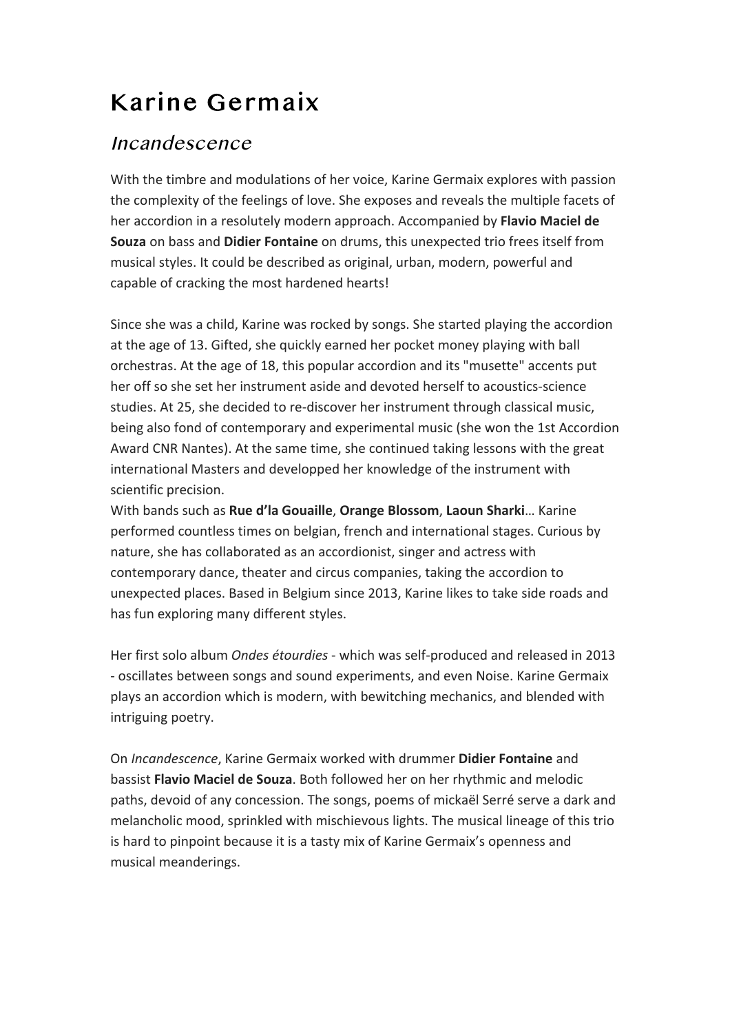# Karine Germaix

## *Incandescence*

With the timbre and modulations of her voice, Karine Germaix explores with passion the complexity of the feelings of love. She exposes and reveals the multiple facets of her accordion in a resolutely modern approach. Accompanied by **Flavio Maciel de Souza** on bass and **Didier Fontaine** on drums, this unexpected trio frees itself from musical styles. It could be described as original, urban, modern, powerful and capable of cracking the most hardened hearts!

Since she was a child, Karine was rocked by songs. She started playing the accordion at the age of 13. Gifted, she quickly earned her pocket money playing with ball orchestras. At the age of 18, this popular accordion and its "musette" accents put her off so she set her instrument aside and devoted herself to acoustics-science studies. At 25, she decided to re-discover her instrument through classical music, being also fond of contemporary and experimental music (she won the 1st Accordion Award CNR Nantes). At the same time, she continued taking lessons with the great international Masters and developped her knowledge of the instrument with scientific precision.
With bands such as **Rue d'la Gouaille**, **Orange Blossom**, **Laoun Sharki**… Karine performed countless times on belgian, french and international stages. Curious by nature, she has collaborated as an accordionist, singer and actress with contemporary dance, theater and circus companies, taking the accordion to unexpected places. Based in Belgium since 2013, Karine likes to take side roads and has fun exploring many different styles.

Her first solo album *Ondes étourdies* - which was self-produced and released in 2013 - oscillates between songs and sound experiments, and even Noise. Karine Germaix plays an accordion which is modern, with bewitching mechanics, and blended with intriguing poetry.

On *Incandescence*, Karine Germaix worked with drummer **Didier Fontaine** and bassist **Flavio Maciel de Souza**. Both followed her on her rhythmic and melodic paths, devoid of any concession. The songs, poems of mickaël Serré serve a dark and melancholic mood, sprinkled with mischievous lights. The musical lineage of this trio is hard to pinpoint because it is a tasty mix of Karine Germaix's openness and musical meanderings.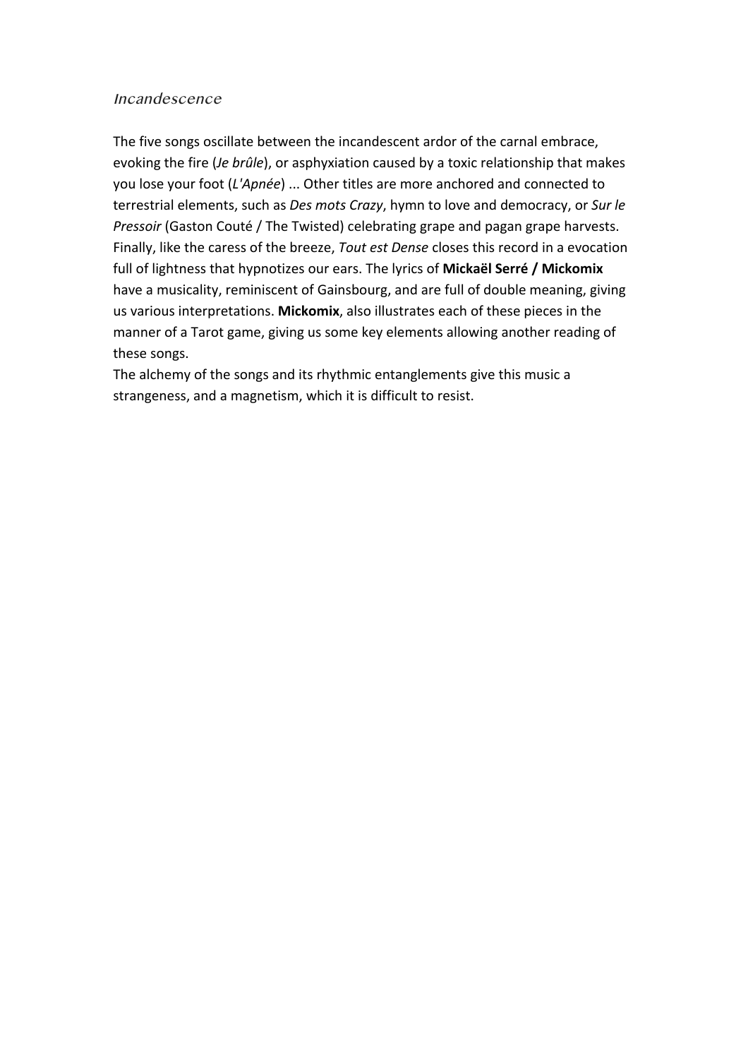## *Incandescence*

The five songs oscillate between the incandescent ardor of the carnal embrace, evoking the fire (*Je brûle*), or asphyxiation caused by a toxic relationship that makes you lose your foot (*L'Apnée*) ... Other titles are more anchored and connected to terrestrial elements, such as *Des mots Crazy*, hymn to love and democracy, or *Sur le Pressoir* (Gaston Couté / The Twisted) celebrating grape and pagan grape harvests. Finally, like the caress of the breeze, *Tout est Dense* closes this record in a evocation full of lightness that hypnotizes our ears. The lyrics of **Mickaël Serré / Mickomix** have a musicality, reminiscent of Gainsbourg, and are full of double meaning, giving us various interpretations. **Mickomix**, also illustrates each of these pieces in the manner of a Tarot game, giving us some key elements allowing another reading of these songs.
The alchemy of the songs and its rhythmic entanglements give this music a strangeness, and a magnetism, which it is difficult to resist.